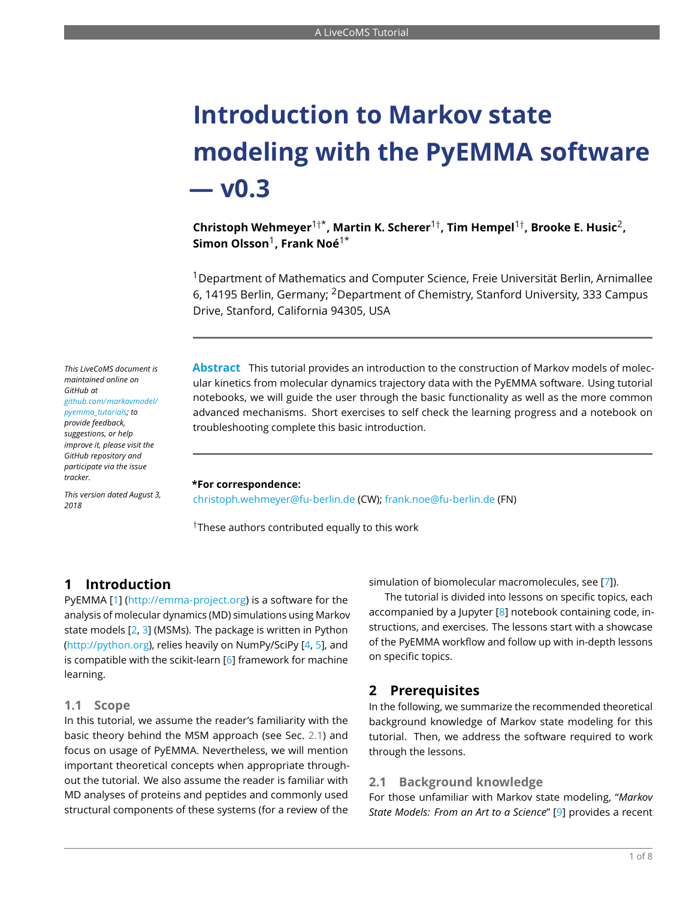# Introduction to Markov state modeling with the PyEMMA software — v0.3

**Christoph Wehmeyer**[1†*], **Martin K. Scherer**[1†], **Tim Hempel**[1†], **Brooke E. Husic**[2], **Simon Olsson**[1], **Frank Noé**[1*]

[1]Department of Mathematics and Computer Science, Freie Universität Berlin, Arnimallee 6, 14195 Berlin, Germany; [2]Department of Chemistry, Stanford University, 333 Campus Drive, Stanford, California 94305, USA

*This LiveCoMS document is maintained online on GitHub at github.com/markovmodel/pyemma_tutorials; to provide feedback, suggestions, or help improve it, please visit the GitHub repository and participate via the issue tracker.*

*This version dated August 3, 2018*

**Abstract** This tutorial provides an introduction to the construction of Markov models of molecular kinetics from molecular dynamics trajectory data with the PyEMMA software. Using tutorial notebooks, we will guide the user through the basic functionality as well as the more common advanced mechanisms. Short exercises to self check the learning progress and a notebook on troubleshooting complete this basic introduction.

**\*For correspondence:**
christoph.wehmeyer@fu-berlin.de (CW); frank.noe@fu-berlin.de (FN)

†These authors contributed equally to this work

## 1 Introduction

PyEMMA [1] (http://emma-project.org) is a software for the analysis of molecular dynamics (MD) simulations using Markov state models [2, 3] (MSMs). The package is written in Python (http://python.org), relies heavily on NumPy/SciPy [4, 5], and is compatible with the scikit-learn [6] framework for machine learning.

### 1.1 Scope

In this tutorial, we assume the reader's familiarity with the basic theory behind the MSM approach (see Sec. 2.1) and focus on usage of PyEMMA. Nevertheless, we will mention important theoretical concepts when appropriate throughout the tutorial. We also assume the reader is familiar with MD analyses of proteins and peptides and commonly used structural components of these systems (for a review of the simulation of biomolecular macromolecules, see [7]).

The tutorial is divided into lessons on specific topics, each accompanied by a Jupyter [8] notebook containing code, instructions, and exercises. The lessons start with a showcase of the PyEMMA workflow and follow up with in-depth lessons on specific topics.

## 2 Prerequisites

In the following, we summarize the recommended theoretical background knowledge of Markov state modeling for this tutorial. Then, we address the software required to work through the lessons.

### 2.1 Background knowledge

For those unfamiliar with Markov state modeling, "*Markov State Models: From an Art to a Science*" [9] provides a recent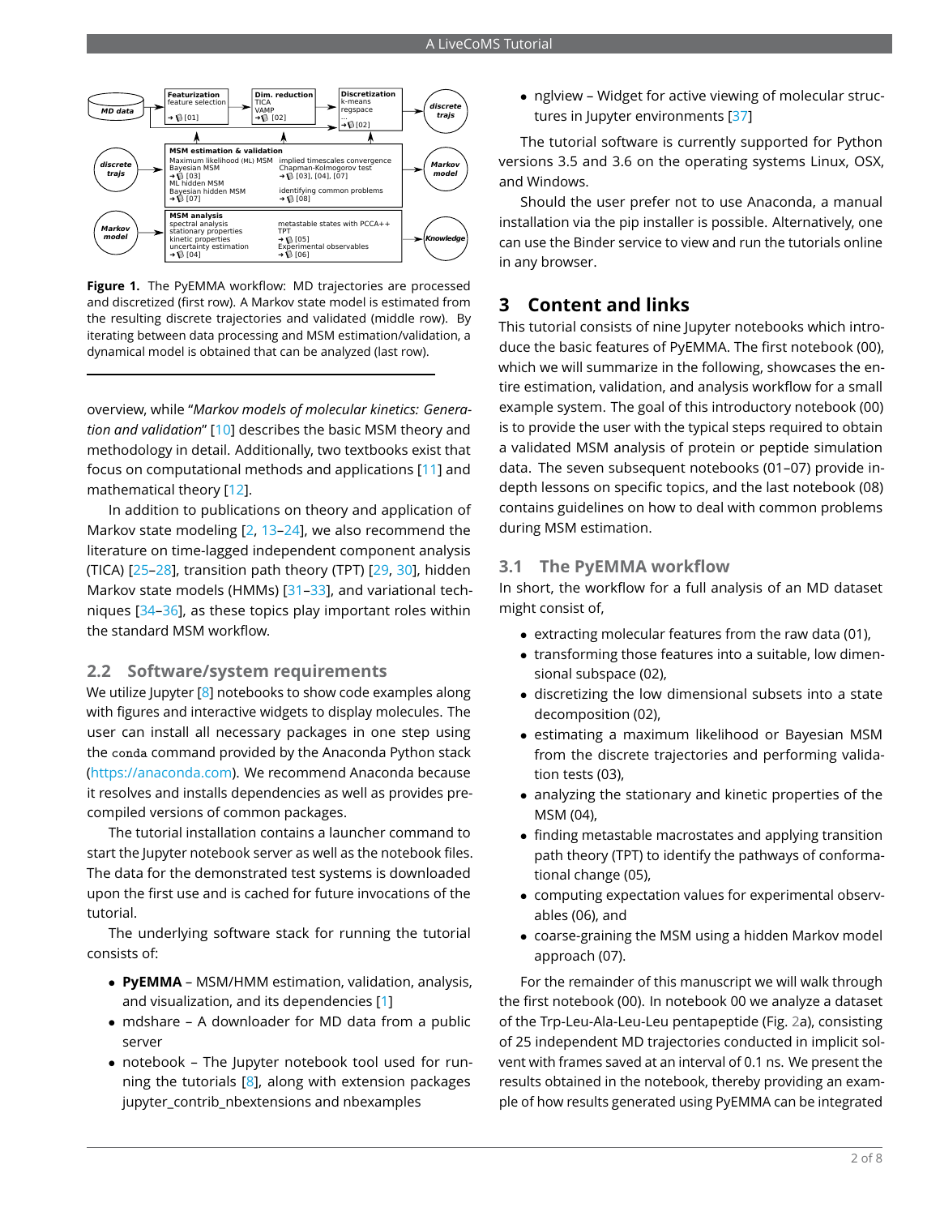**Figure 1.** The PyEMMA workflow: MD trajectories are processed and discretized (first row). A Markov state model is estimated from the resulting discrete trajectories and validated (middle row). By iterating between data processing and MSM estimation/validation, a dynamical model is obtained that can be analyzed (last row).

overview, while "*Markov models of molecular kinetics: Generation and validation*" [10] describes the basic MSM theory and methodology in detail. Additionally, two textbooks exist that focus on computational methods and applications [11] and mathematical theory [12].

In addition to publications on theory and application of Markov state modeling [2, 13–24], we also recommend the literature on time-lagged independent component analysis (TICA) [25–28], transition path theory (TPT) [29, 30], hidden Markov state models (HMMs) [31–33], and variational techniques [34–36], as these topics play important roles within the standard MSM workflow.

## 2.2 Software/system requirements

We utilize Jupyter [8] notebooks to show code examples along with figures and interactive widgets to display molecules. The user can install all necessary packages in one step using the `conda` command provided by the Anaconda Python stack (https://anaconda.com). We recommend Anaconda because it resolves and installs dependencies as well as provides precompiled versions of common packages.

The tutorial installation contains a launcher command to start the Jupyter notebook server as well as the notebook files. The data for the demonstrated test systems is downloaded upon the first use and is cached for future invocations of the tutorial.

The underlying software stack for running the tutorial consists of:

- **PyEMMA** – MSM/HMM estimation, validation, analysis, and visualization, and its dependencies [1]
- mdshare – A downloader for MD data from a public server
- notebook – The Jupyter notebook tool used for running the tutorials [8], along with extension packages jupyter_contrib_nbextensions and nbexamples
- nglview – Widget for active viewing of molecular structures in Jupyter environments [37]

The tutorial software is currently supported for Python versions 3.5 and 3.6 on the operating systems Linux, OSX, and Windows.

Should the user prefer not to use Anaconda, a manual installation via the pip installer is possible. Alternatively, one can use the Binder service to view and run the tutorials online in any browser.

# 3 Content and links

This tutorial consists of nine Jupyter notebooks which introduce the basic features of PyEMMA. The first notebook (00), which we will summarize in the following, showcases the entire estimation, validation, and analysis workflow for a small example system. The goal of this introductory notebook (00) is to provide the user with the typical steps required to obtain a validated MSM analysis of protein or peptide simulation data. The seven subsequent notebooks (01–07) provide in-depth lessons on specific topics, and the last notebook (08) contains guidelines on how to deal with common problems during MSM estimation.

## 3.1 The PyEMMA workflow

In short, the workflow for a full analysis of an MD dataset might consist of,

- extracting molecular features from the raw data (01),
- transforming those features into a suitable, low dimensional subspace (02),
- discretizing the low dimensional subsets into a state decomposition (02),
- estimating a maximum likelihood or Bayesian MSM from the discrete trajectories and performing validation tests (03),
- analyzing the stationary and kinetic properties of the MSM (04),
- finding metastable macrostates and applying transition path theory (TPT) to identify the pathways of conformational change (05),
- computing expectation values for experimental observables (06), and
- coarse-graining the MSM using a hidden Markov model approach (07).

For the remainder of this manuscript we will walk through the first notebook (00). In notebook 00 we analyze a dataset of the Trp-Leu-Ala-Leu-Leu pentapeptide (Fig. 2a), consisting of 25 independent MD trajectories conducted in implicit solvent with frames saved at an interval of 0.1 ns. We present the results obtained in the notebook, thereby providing an example of how results generated using PyEMMA can be integrated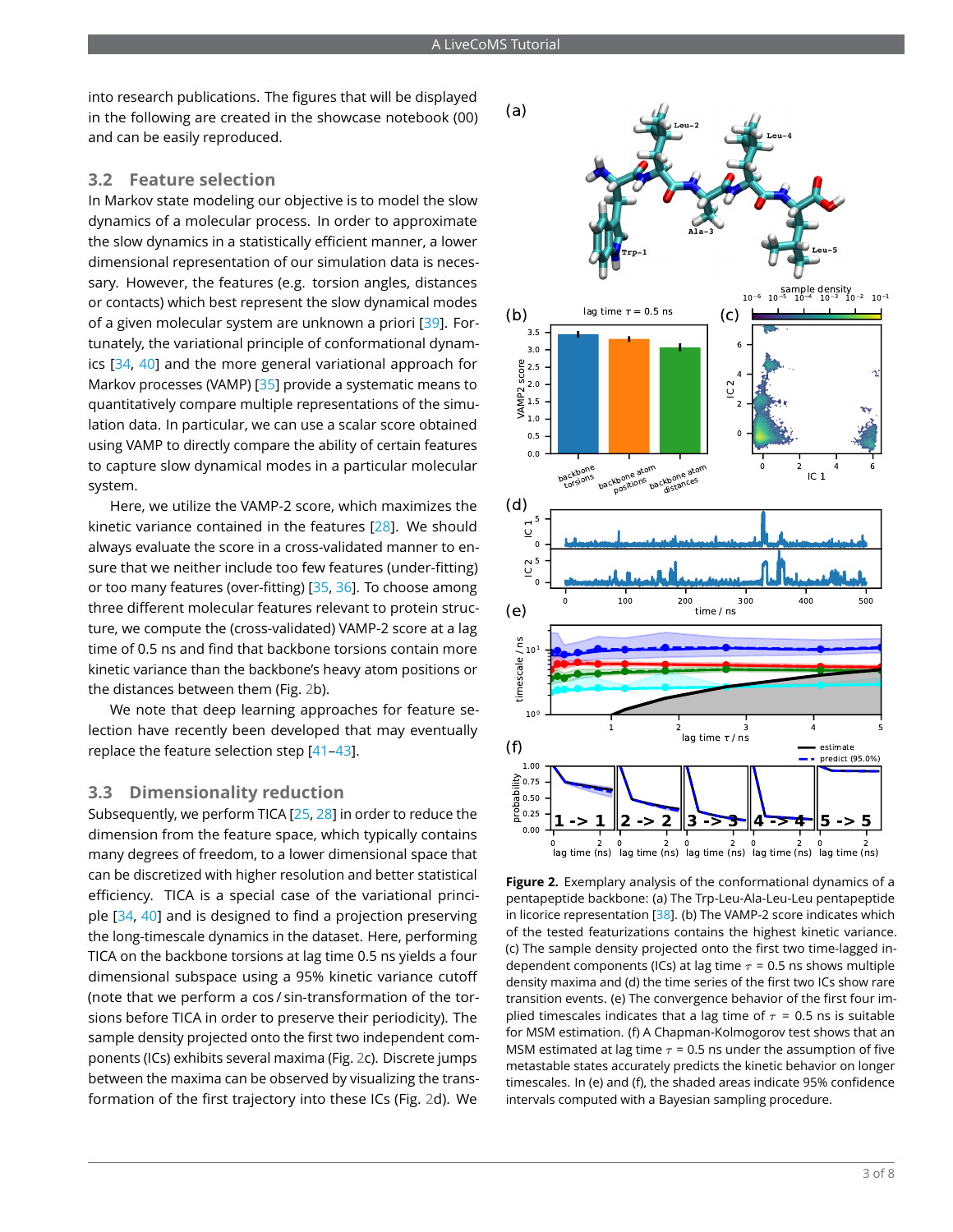into research publications. The figures that will be displayed in the following are created in the showcase notebook (00) and can be easily reproduced.

## 3.2 Feature selection

In Markov state modeling our objective is to model the slow dynamics of a molecular process. In order to approximate the slow dynamics in a statistically efficient manner, a lower dimensional representation of our simulation data is necessary. However, the features (e.g. torsion angles, distances or contacts) which best represent the slow dynamical modes of a given molecular system are unknown a priori [39]. Fortunately, the variational principle of conformational dynamics [34, 40] and the more general variational approach for Markov processes (VAMP) [35] provide a systematic means to quantitatively compare multiple representations of the simulation data. In particular, we can use a scalar score obtained using VAMP to directly compare the ability of certain features to capture slow dynamical modes in a particular molecular system.

Here, we utilize the VAMP-2 score, which maximizes the kinetic variance contained in the features [28]. We should always evaluate the score in a cross-validated manner to ensure that we neither include too few features (under-fitting) or too many features (over-fitting) [35, 36]. To choose among three different molecular features relevant to protein structure, we compute the (cross-validated) VAMP-2 score at a lag time of 0.5 ns and find that backbone torsions contain more kinetic variance than the backbone's heavy atom positions or the distances between them (Fig. 2b).

We note that deep learning approaches for feature selection have recently been developed that may eventually replace the feature selection step [41–43].

## 3.3 Dimensionality reduction

Subsequently, we perform TICA [25, 28] in order to reduce the dimension from the feature space, which typically contains many degrees of freedom, to a lower dimensional space that can be discretized with higher resolution and better statistical efficiency. TICA is a special case of the variational principle [34, 40] and is designed to find a projection preserving the long-timescale dynamics in the dataset. Here, performing TICA on the backbone torsions at lag time 0.5 ns yields a four dimensional subspace using a 95% kinetic variance cutoff (note that we perform a cos / sin-transformation of the torsions before TICA in order to preserve their periodicity). The sample density projected onto the first two independent components (ICs) exhibits several maxima (Fig. 2c). Discrete jumps between the maxima can be observed by visualizing the transformation of the first trajectory into these ICs (Fig. 2d). We

**Figure 2.** Exemplary analysis of the conformational dynamics of a pentapeptide backbone: (a) The Trp-Leu-Ala-Leu-Leu pentapeptide in licorice representation [38]. (b) The VAMP-2 score indicates which of the tested featurizations contains the highest kinetic variance. (c) The sample density projected onto the first two time-lagged independent components (ICs) at lag time $\tau$ = 0.5 ns shows multiple density maxima and (d) the time series of the first two ICs show rare transition events. (e) The convergence behavior of the first four implied timescales indicates that a lag time of $\tau$ = 0.5 ns is suitable for MSM estimation. (f) A Chapman-Kolmogorov test shows that an MSM estimated at lag time $\tau$ = 0.5 ns under the assumption of five metastable states accurately predicts the kinetic behavior on longer timescales. In (e) and (f), the shaded areas indicate 95% confidence intervals computed with a Bayesian sampling procedure.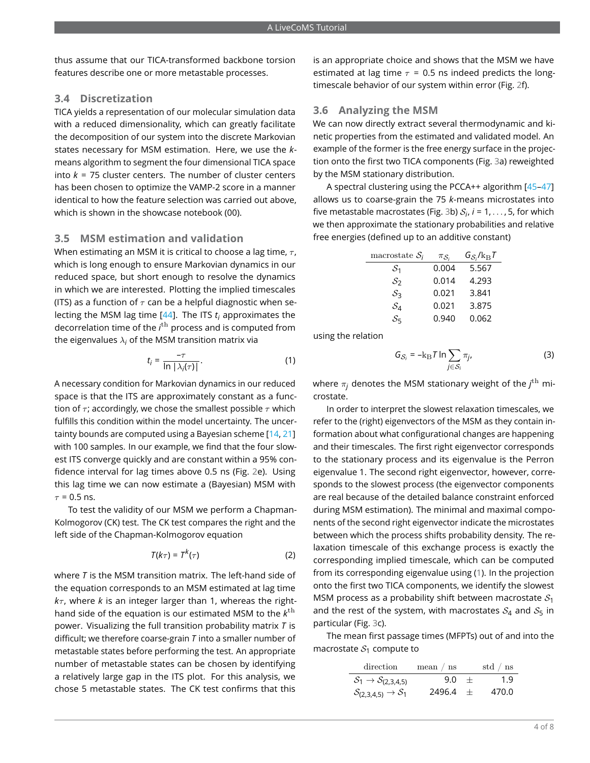thus assume that our TICA-transformed backbone torsion features describe one or more metastable processes.

### 3.4 Discretization

TICA yields a representation of our molecular simulation data with a reduced dimensionality, which can greatly facilitate the decomposition of our system into the discrete Markovian states necessary for MSM estimation. Here, we use the $k$-means algorithm to segment the four dimensional TICA space into $k = 75$ cluster centers. The number of cluster centers has been chosen to optimize the VAMP-2 score in a manner identical to how the feature selection was carried out above, which is shown in the showcase notebook (00).

### 3.5 MSM estimation and validation

When estimating an MSM it is critical to choose a lag time, $\tau$, which is long enough to ensure Markovian dynamics in our reduced space, but short enough to resolve the dynamics in which we are interested. Plotting the implied timescales (ITS) as a function of $\tau$ can be a helpful diagnostic when selecting the MSM lag time [44]. The ITS $t_i$ approximates the decorrelation time of the $i^{\mathrm{th}}$ process and is computed from the eigenvalues $\lambda_i$ of the MSM transition matrix via

$$t_i = \frac{-\tau}{\ln|\lambda_i(\tau)|}. \tag{1}$$

A necessary condition for Markovian dynamics in our reduced space is that the ITS are approximately constant as a function of $\tau$; accordingly, we chose the smallest possible $\tau$ which fulfills this condition within the model uncertainty. The uncertainty bounds are computed using a Bayesian scheme [14, 21] with 100 samples. In our example, we find that the four slowest ITS converge quickly and are constant within a 95% confidence interval for lag times above 0.5 ns (Fig. 2e). Using this lag time we can now estimate a (Bayesian) MSM with $\tau = 0.5$ ns.

To test the validity of our MSM we perform a Chapman-Kolmogorov (CK) test. The CK test compares the right and the left side of the Chapman-Kolmogorov equation

$$T(k\tau) = T^k(\tau) \tag{2}$$

where $T$ is the MSM transition matrix. The left-hand side of the equation corresponds to an MSM estimated at lag time $k\tau$, where $k$ is an integer larger than 1, whereas the right-hand side of the equation is our estimated MSM to the $k^{\mathrm{th}}$ power. Visualizing the full transition probability matrix $T$ is difficult; we therefore coarse-grain $T$ into a smaller number of metastable states before performing the test. An appropriate number of metastable states can be chosen by identifying a relatively large gap in the ITS plot. For this analysis, we chose 5 metastable states. The CK test confirms that this is an appropriate choice and shows that the MSM we have estimated at lag time $\tau = 0.5$ ns indeed predicts the long-timescale behavior of our system within error (Fig. 2f).

### 3.6 Analyzing the MSM

We can now directly extract several thermodynamic and kinetic properties from the estimated and validated model. An example of the former is the free energy surface in the projection onto the first two TICA components (Fig. 3a) reweighted by the MSM stationary distribution.

A spectral clustering using the PCCA++ algorithm [45–47] allows us to coarse-grain the 75 $k$-means microstates into five metastable macrostates (Fig. 3b) $\mathcal{S}_i$, $i = 1, \dots, 5$, for which we then approximate the stationary probabilities and relative free energies (defined up to an additive constant)

| macrostate $\mathcal{S}_i$ | $\pi_{\mathcal{S}_i}$ | $G_{\mathcal{S}_i}/\mathrm{k_B}T$ |
|---|---|---|
| $\mathcal{S}_1$ | 0.004 | 5.567 |
| $\mathcal{S}_2$ | 0.014 | 4.293 |
| $\mathcal{S}_3$ | 0.021 | 3.841 |
| $\mathcal{S}_4$ | 0.021 | 3.875 |
| $\mathcal{S}_5$ | 0.940 | 0.062 |

using the relation

$$G_{\mathcal{S}_i} = -\mathrm{k_B}T \ln \sum_{j \in \mathcal{S}_i} \pi_j, \tag{3}$$

where $\pi_j$ denotes the MSM stationary weight of the $j^{\mathrm{th}}$ microstate.

In order to interpret the slowest relaxation timescales, we refer to the (right) eigenvectors of the MSM as they contain information about what configurational changes are happening and their timescales. The first right eigenvector corresponds to the stationary process and its eigenvalue is the Perron eigenvalue 1. The second right eigenvector, however, corresponds to the slowest process (the eigenvector components are real because of the detailed balance constraint enforced during MSM estimation). The minimal and maximal components of the second right eigenvector indicate the microstates between which the process shifts probability density. The relaxation timescale of this exchange process is exactly the corresponding implied timescale, which can be computed from its corresponding eigenvalue using (1). In the projection onto the first two TICA components, we identify the slowest MSM process as a probability shift between macrostate $\mathcal{S}_1$ and the rest of the system, with macrostates $\mathcal{S}_4$ and $\mathcal{S}_5$ in particular (Fig. 3c).

The mean first passage times (MFPTs) out of and into the macrostate $\mathcal{S}_1$ compute to

| direction | mean / ns | | std / ns |
|---|---|---|---|
| $\mathcal{S}_1 \to \mathcal{S}_{(2,3,4,5)}$ | 9.0 | $\pm$ | 1.9 |
| $\mathcal{S}_{(2,3,4,5)} \to \mathcal{S}_1$ | 2496.4 | $\pm$ | 470.0 |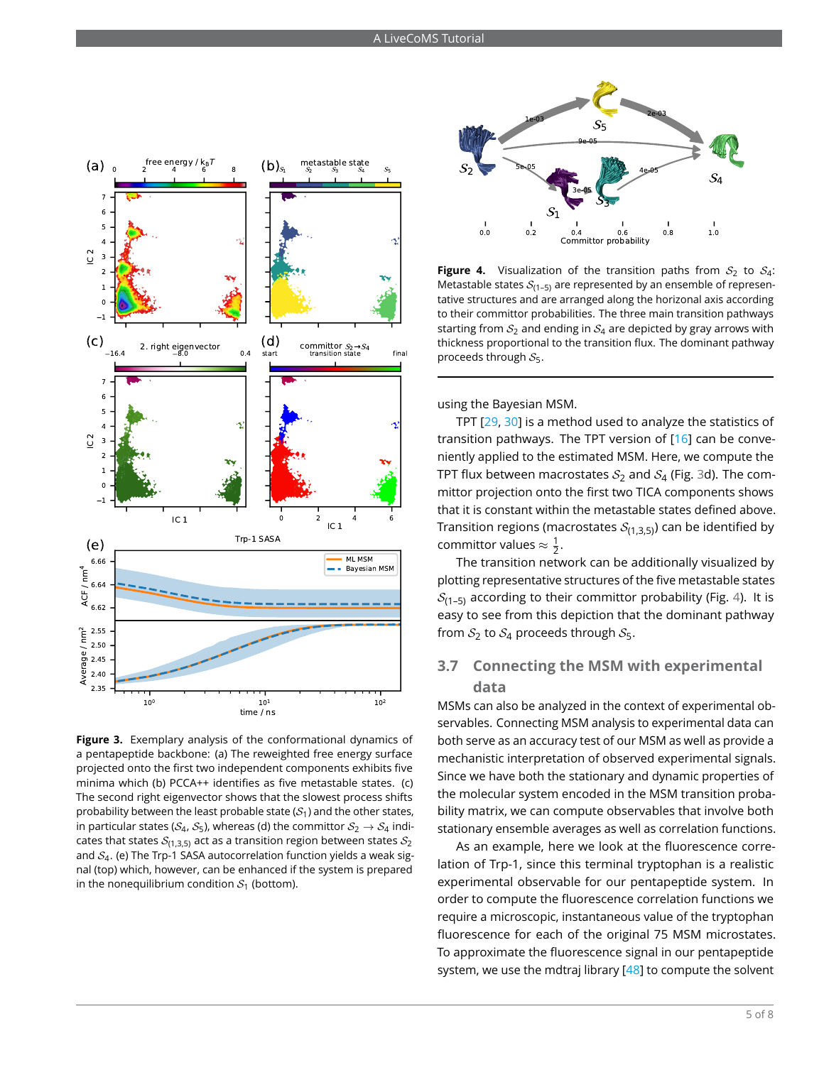**Figure 3.** Exemplary analysis of the conformational dynamics of a pentapeptide backbone: (a) The reweighted free energy surface projected onto the first two independent components exhibits five minima which (b) PCCA++ identifies as five metastable states. (c) The second right eigenvector shows that the slowest process shifts probability between the least probable state ($\mathcal{S}_1$) and the other states, in particular states ($\mathcal{S}_4$, $\mathcal{S}_5$), whereas (d) the committor $\mathcal{S}_2 \rightarrow \mathcal{S}_4$ indicates that states $\mathcal{S}_{(1,3,5)}$ act as a transition region between states $\mathcal{S}_2$ and $\mathcal{S}_4$. (e) The Trp-1 SASA autocorrelation function yields a weak signal (top) which, however, can be enhanced if the system is prepared in the nonequilibrium condition $\mathcal{S}_1$ (bottom).

**Figure 4.** Visualization of the transition paths from $\mathcal{S}_2$ to $\mathcal{S}_4$: Metastable states $\mathcal{S}_{(1-5)}$ are represented by an ensemble of representative structures and are arranged along the horizonal axis according to their committor probabilities. The three main transition pathways starting from $\mathcal{S}_2$ and ending in $\mathcal{S}_4$ are depicted by gray arrows with thickness proportional to the transition flux. The dominant pathway proceeds through $\mathcal{S}_5$.

using the Bayesian MSM.

TPT [29, 30] is a method used to analyze the statistics of transition pathways. The TPT version of [16] can be conveniently applied to the estimated MSM. Here, we compute the TPT flux between macrostates $\mathcal{S}_2$ and $\mathcal{S}_4$ (Fig. 3d). The committor projection onto the first two TICA components shows that it is constant within the metastable states defined above. Transition regions (macrostates $\mathcal{S}_{(1,3,5)}$) can be identified by committor values $\approx \frac{1}{2}$.

The transition network can be additionally visualized by plotting representative structures of the five metastable states $\mathcal{S}_{(1-5)}$ according to their committor probability (Fig. 4). It is easy to see from this depiction that the dominant pathway from $\mathcal{S}_2$ to $\mathcal{S}_4$ proceeds through $\mathcal{S}_5$.

### 3.7 Connecting the MSM with experimental data

MSMs can also be analyzed in the context of experimental observables. Connecting MSM analysis to experimental data can both serve as an accuracy test of our MSM as well as provide a mechanistic interpretation of observed experimental signals. Since we have both the stationary and dynamic properties of the molecular system encoded in the MSM transition probability matrix, we can compute observables that involve both stationary ensemble averages as well as correlation functions.

As an example, here we look at the fluorescence correlation of Trp-1, since this terminal tryptophan is a realistic experimental observable for our pentapeptide system. In order to compute the fluorescence correlation functions we require a microscopic, instantaneous value of the tryptophan fluorescence for each of the original 75 MSM microstates. To approximate the fluorescence signal in our pentapeptide system, we use the mdtraj library [48] to compute the solvent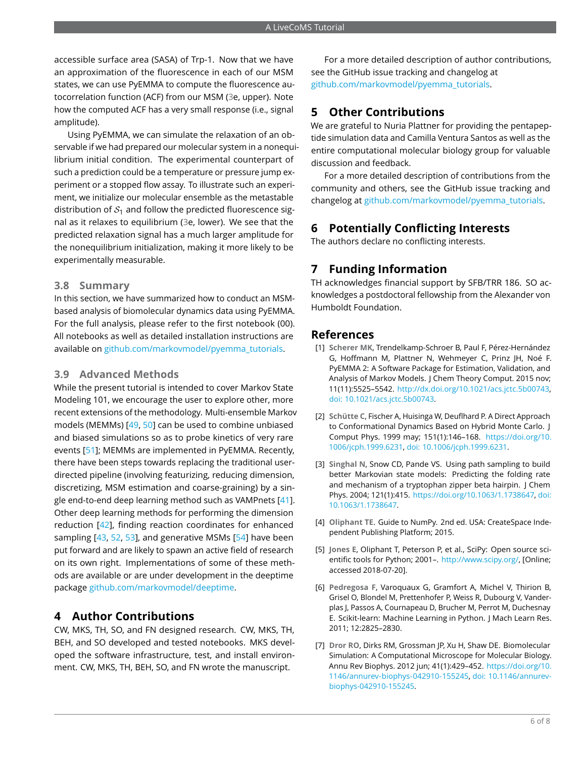accessible surface area (SASA) of Trp-1. Now that we have an approximation of the fluorescence in each of our MSM states, we can use PyEMMA to compute the fluorescence autocorrelation function (ACF) from our MSM (3e, upper). Note how the computed ACF has a very small response (i.e., signal amplitude).

Using PyEMMA, we can simulate the relaxation of an observable if we had prepared our molecular system in a nonequilibrium initial condition. The experimental counterpart of such a prediction could be a temperature or pressure jump experiment or a stopped flow assay. To illustrate such an experiment, we initialize our molecular ensemble as the metastable distribution of $\mathcal{S}_1$ and follow the predicted fluorescence signal as it relaxes to equilibrium (3e, lower). We see that the predicted relaxation signal has a much larger amplitude for the nonequilibrium initialization, making it more likely to be experimentally measurable.

### 3.8 Summary

In this section, we have summarized how to conduct an MSM-based analysis of biomolecular dynamics data using PyEMMA. For the full analysis, please refer to the first notebook (00). All notebooks as well as detailed installation instructions are available on github.com/markovmodel/pyemma_tutorials.

### 3.9 Advanced Methods

While the present tutorial is intended to cover Markov State Modeling 101, we encourage the user to explore other, more recent extensions of the methodology. Multi-ensemble Markov models (MEMMs) [49, 50] can be used to combine unbiased and biased simulations so as to probe kinetics of very rare events [51]; MEMMs are implemented in PyEMMA. Recently, there have been steps towards replacing the traditional user-directed pipeline (involving featurizing, reducing dimension, discretizing, MSM estimation and coarse-graining) by a single end-to-end deep learning method such as VAMPnets [41]. Other deep learning methods for performing the dimension reduction [42], finding reaction coordinates for enhanced sampling [43, 52, 53], and generative MSMs [54] have been put forward and are likely to spawn an active field of research on its own right. Implementations of some of these methods are available or are under development in the deeptime package github.com/markovmodel/deeptime.

## 4 Author Contributions

CW, MKS, TH, SO, and FN designed research. CW, MKS, TH, BEH, and SO developed and tested notebooks. MKS developed the software infrastructure, test, and install environment. CW, MKS, TH, BEH, SO, and FN wrote the manuscript.

For a more detailed description of author contributions, see the GitHub issue tracking and changelog at github.com/markovmodel/pyemma_tutorials.

## 5 Other Contributions

We are grateful to Nuria Plattner for providing the pentapeptide simulation data and Camilla Ventura Santos as well as the entire computational molecular biology group for valuable discussion and feedback.

For a more detailed description of contributions from the community and others, see the GitHub issue tracking and changelog at github.com/markovmodel/pyemma_tutorials.

## 6 Potentially Conflicting Interests

The authors declare no conflicting interests.

## 7 Funding Information

TH acknowledges financial support by SFB/TRR 186. SO acknowledges a postdoctoral fellowship from the Alexander von Humboldt Foundation.

## References

[1] **Scherer MK**, Trendelkamp-Schroer B, Paul F, Pérez-Hernández G, Hoffmann M, Plattner N, Wehmeyer C, Prinz JH, Noé F. PyEMMA 2: A Software Package for Estimation, Validation, and Analysis of Markov Models. J Chem Theory Comput. 2015 nov; 11(11):5525–5542. http://dx.doi.org/10.1021/acs.jctc.5b00743, doi: 10.1021/acs.jctc.5b00743.

[2] **Schütte C**, Fischer A, Huisinga W, Deuflhard P. A Direct Approach to Conformational Dynamics Based on Hybrid Monte Carlo. J Comput Phys. 1999 may; 151(1):146–168. https://doi.org/10.1006/jcph.1999.6231, doi: 10.1006/jcph.1999.6231.

[3] **Singhal N**, Snow CD, Pande VS. Using path sampling to build better Markovian state models: Predicting the folding rate and mechanism of a tryptophan zipper beta hairpin. J Chem Phys. 2004; 121(1):415. https://doi.org/10.1063/1.1738647, doi: 10.1063/1.1738647.

[4] **Oliphant TE**. Guide to NumPy. 2nd ed. USA: CreateSpace Independent Publishing Platform; 2015.

[5] **Jones E**, Oliphant T, Peterson P, et al., SciPy: Open source scientific tools for Python; 2001–. http://www.scipy.org/, [Online; accessed 2018-07-20].

[6] **Pedregosa F**, Varoquaux G, Gramfort A, Michel V, Thirion B, Grisel O, Blondel M, Prettenhofer P, Weiss R, Dubourg V, Vanderplas J, Passos A, Cournapeau D, Brucher M, Perrot M, Duchesnay E. Scikit-learn: Machine Learning in Python. J Mach Learn Res. 2011; 12:2825–2830.

[7] **Dror RO**, Dirks RM, Grossman JP, Xu H, Shaw DE. Biomolecular Simulation: A Computational Microscope for Molecular Biology. Annu Rev Biophys. 2012 jun; 41(1):429–452. https://doi.org/10.1146/annurev-biophys-042910-155245, doi: 10.1146/annurev-biophys-042910-155245.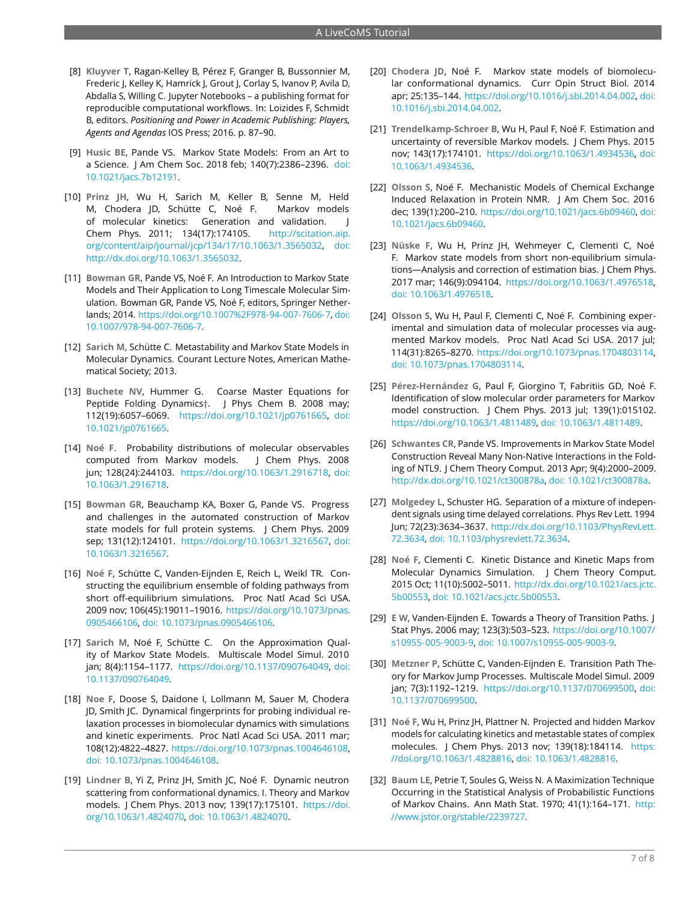[8] **Kluyver T**, Ragan-Kelley B, Pérez F, Granger B, Bussonnier M, Frederic J, Kelley K, Hamrick J, Grout J, Corlay S, Ivanov P, Avila D, Abdalla S, Willing C. Jupyter Notebooks – a publishing format for reproducible computational workflows. In: Loizides F, Schmidt B, editors. *Positioning and Power in Academic Publishing: Players, Agents and Agendas* IOS Press; 2016. p. 87–90.

[9] **Husic BE**, Pande VS. Markov State Models: From an Art to a Science. J Am Chem Soc. 2018 feb; 140(7):2386–2396. doi: 10.1021/jacs.7b12191.

[10] **Prinz JH**, Wu H, Sarich M, Keller B, Senne M, Held M, Chodera JD, Schütte C, Noé F. Markov models of molecular kinetics: Generation and validation. J Chem Phys. 2011; 134(17):174105. http://scitation.aip.org/content/aip/journal/jcp/134/17/10.1063/1.3565032, doi: http://dx.doi.org/10.1063/1.3565032.

[11] **Bowman GR**, Pande VS, Noé F. An Introduction to Markov State Models and Their Application to Long Timescale Molecular Simulation. Bowman GR, Pande VS, Noé F, editors, Springer Netherlands; 2014. https://doi.org/10.1007%2F978-94-007-7606-7, doi: 10.1007/978-94-007-7606-7.

[12] **Sarich M**, Schütte C. Metastability and Markov State Models in Molecular Dynamics. Courant Lecture Notes, American Mathematical Society; 2013.

[13] **Buchete NV**, Hummer G. Coarse Master Equations for Peptide Folding Dynamics†. J Phys Chem B. 2008 may; 112(19):6057–6069. https://doi.org/10.1021/jp0761665, doi: 10.1021/jp0761665.

[14] **Noé F**. Probability distributions of molecular observables computed from Markov models. J Chem Phys. 2008 jun; 128(24):244103. https://doi.org/10.1063/1.2916718, doi: 10.1063/1.2916718.

[15] **Bowman GR**, Beauchamp KA, Boxer G, Pande VS. Progress and challenges in the automated construction of Markov state models for full protein systems. J Chem Phys. 2009 sep; 131(12):124101. https://doi.org/10.1063/1.3216567, doi: 10.1063/1.3216567.

[16] **Noé F**, Schütte C, Vanden-Eijnden E, Reich L, Weikl TR. Constructing the equilibrium ensemble of folding pathways from short off-equilibrium simulations. Proc Natl Acad Sci USA. 2009 nov; 106(45):19011–19016. https://doi.org/10.1073/pnas.0905466106, doi: 10.1073/pnas.0905466106.

[17] **Sarich M**, Noé F, Schütte C. On the Approximation Quality of Markov State Models. Multiscale Model Simul. 2010 jan; 8(4):1154–1177. https://doi.org/10.1137/090764049, doi: 10.1137/090764049.

[18] **Noe F**, Doose S, Daidone I, Lollmann M, Sauer M, Chodera JD, Smith JC. Dynamical fingerprints for probing individual relaxation processes in biomolecular dynamics with simulations and kinetic experiments. Proc Natl Acad Sci USA. 2011 mar; 108(12):4822–4827. https://doi.org/10.1073/pnas.1004646108, doi: 10.1073/pnas.1004646108.

[19] **Lindner B**, Yi Z, Prinz JH, Smith JC, Noé F. Dynamic neutron scattering from conformational dynamics. I. Theory and Markov models. J Chem Phys. 2013 nov; 139(17):175101. https://doi.org/10.1063/1.4824070, doi: 10.1063/1.4824070.

[20] **Chodera JD**, Noé F. Markov state models of biomolecular conformational dynamics. Curr Opin Struct Biol. 2014 apr; 25:135–144. https://doi.org/10.1016/j.sbi.2014.04.002, doi: 10.1016/j.sbi.2014.04.002.

[21] **Trendelkamp-Schroer B**, Wu H, Paul F, Noé F. Estimation and uncertainty of reversible Markov models. J Chem Phys. 2015 nov; 143(17):174101. https://doi.org/10.1063/1.4934536, doi: 10.1063/1.4934536.

[22] **Olsson S**, Noé F. Mechanistic Models of Chemical Exchange Induced Relaxation in Protein NMR. J Am Chem Soc. 2016 dec; 139(1):200–210. https://doi.org/10.1021/jacs.6b09460, doi: 10.1021/jacs.6b09460.

[23] **Nüske F**, Wu H, Prinz JH, Wehmeyer C, Clementi C, Noé F. Markov state models from short non-equilibrium simulations—Analysis and correction of estimation bias. J Chem Phys. 2017 mar; 146(9):094104. https://doi.org/10.1063/1.4976518, doi: 10.1063/1.4976518.

[24] **Olsson S**, Wu H, Paul F, Clementi C, Noé F. Combining experimental and simulation data of molecular processes via augmented Markov models. Proc Natl Acad Sci USA. 2017 jul; 114(31):8265–8270. https://doi.org/10.1073/pnas.1704803114, doi: 10.1073/pnas.1704803114.

[25] **Pérez-Hernández G**, Paul F, Giorgino T, Fabritiis GD, Noé F. Identification of slow molecular order parameters for Markov model construction. J Chem Phys. 2013 jul; 139(1):015102. https://doi.org/10.1063/1.4811489, doi: 10.1063/1.4811489.

[26] **Schwantes CR**, Pande VS. Improvements in Markov State Model Construction Reveal Many Non-Native Interactions in the Folding of NTL9. J Chem Theory Comput. 2013 Apr; 9(4):2000–2009. http://dx.doi.org/10.1021/ct300878a, doi: 10.1021/ct300878a.

[27] **Molgedey L**, Schuster HG. Separation of a mixture of independent signals using time delayed correlations. Phys Rev Lett. 1994 Jun; 72(23):3634–3637. http://dx.doi.org/10.1103/PhysRevLett.72.3634, doi: 10.1103/physrevlett.72.3634.

[28] **Noé F**, Clementi C. Kinetic Distance and Kinetic Maps from Molecular Dynamics Simulation. J Chem Theory Comput. 2015 Oct; 11(10):5002–5011. http://dx.doi.org/10.1021/acs.jctc.5b00553, doi: 10.1021/acs.jctc.5b00553.

[29] **E W**, Vanden-Eijnden E. Towards a Theory of Transition Paths. J Stat Phys. 2006 may; 123(3):503–523. https://doi.org/10.1007/s10955-005-9003-9, doi: 10.1007/s10955-005-9003-9.

[30] **Metzner P**, Schütte C, Vanden-Eijnden E. Transition Path Theory for Markov Jump Processes. Multiscale Model Simul. 2009 jan; 7(3):1192–1219. https://doi.org/10.1137/070699500, doi: 10.1137/070699500.

[31] **Noé F**, Wu H, Prinz JH, Plattner N. Projected and hidden Markov models for calculating kinetics and metastable states of complex molecules. J Chem Phys. 2013 nov; 139(18):184114. https://doi.org/10.1063/1.4828816, doi: 10.1063/1.4828816.

[32] **Baum LE**, Petrie T, Soules G, Weiss N. A Maximization Technique Occurring in the Statistical Analysis of Probabilistic Functions of Markov Chains. Ann Math Stat. 1970; 41(1):164–171. http://www.jstor.org/stable/2239727.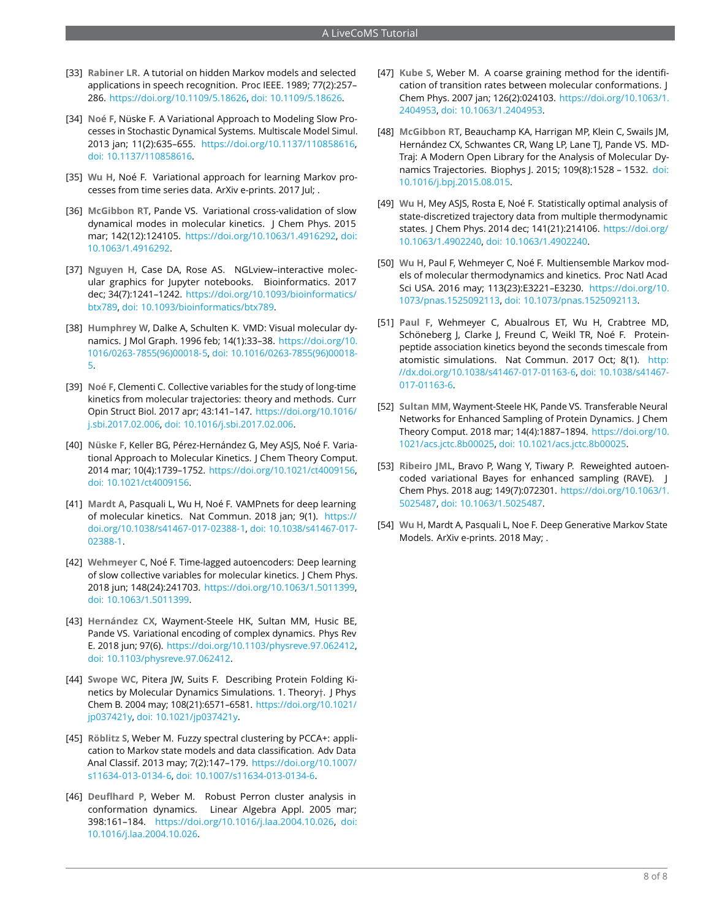[33] **Rabiner LR**. A tutorial on hidden Markov models and selected applications in speech recognition. Proc IEEE. 1989; 77(2):257–286. https://doi.org/10.1109/5.18626, doi: 10.1109/5.18626.

[34] **Noé F**, Nüske F. A Variational Approach to Modeling Slow Processes in Stochastic Dynamical Systems. Multiscale Model Simul. 2013 jan; 11(2):635–655. https://doi.org/10.1137/110858616, doi: 10.1137/110858616.

[35] **Wu H**, Noé F. Variational approach for learning Markov processes from time series data. ArXiv e-prints. 2017 Jul; .

[36] **McGibbon RT**, Pande VS. Variational cross-validation of slow dynamical modes in molecular kinetics. J Chem Phys. 2015 mar; 142(12):124105. https://doi.org/10.1063/1.4916292, doi: 10.1063/1.4916292.

[37] **Nguyen H**, Case DA, Rose AS. NGLview–interactive molecular graphics for Jupyter notebooks. Bioinformatics. 2017 dec; 34(7):1241–1242. https://doi.org/10.1093/bioinformatics/btx789, doi: 10.1093/bioinformatics/btx789.

[38] **Humphrey W**, Dalke A, Schulten K. VMD: Visual molecular dynamics. J Mol Graph. 1996 feb; 14(1):33–38. https://doi.org/10.1016/0263-7855(96)00018-5, doi: 10.1016/0263-7855(96)00018-5.

[39] **Noé F**, Clementi C. Collective variables for the study of long-time kinetics from molecular trajectories: theory and methods. Curr Opin Struct Biol. 2017 apr; 43:141–147. https://doi.org/10.1016/j.sbi.2017.02.006, doi: 10.1016/j.sbi.2017.02.006.

[40] **Nüske F**, Keller BG, Pérez-Hernández G, Mey ASJS, Noé F. Variational Approach to Molecular Kinetics. J Chem Theory Comput. 2014 mar; 10(4):1739–1752. https://doi.org/10.1021/ct4009156, doi: 10.1021/ct4009156.

[41] **Mardt A**, Pasquali L, Wu H, Noé F. VAMPnets for deep learning of molecular kinetics. Nat Commun. 2018 jan; 9(1). https://doi.org/10.1038/s41467-017-02388-1, doi: 10.1038/s41467-017-02388-1.

[42] **Wehmeyer C**, Noé F. Time-lagged autoencoders: Deep learning of slow collective variables for molecular kinetics. J Chem Phys. 2018 jun; 148(24):241703. https://doi.org/10.1063/1.5011399, doi: 10.1063/1.5011399.

[43] **Hernández CX**, Wayment-Steele HK, Sultan MM, Husic BE, Pande VS. Variational encoding of complex dynamics. Phys Rev E. 2018 jun; 97(6). https://doi.org/10.1103/physreve.97.062412, doi: 10.1103/physreve.97.062412.

[44] **Swope WC**, Pitera JW, Suits F. Describing Protein Folding Kinetics by Molecular Dynamics Simulations. 1. Theory†. J Phys Chem B. 2004 may; 108(21):6571–6581. https://doi.org/10.1021/jp037421y, doi: 10.1021/jp037421y.

[45] **Röblitz S**, Weber M. Fuzzy spectral clustering by PCCA+: application to Markov state models and data classification. Adv Data Anal Classif. 2013 may; 7(2):147–179. https://doi.org/10.1007/s11634-013-0134-6, doi: 10.1007/s11634-013-0134-6.

[46] **Deuflhard P**, Weber M. Robust Perron cluster analysis in conformation dynamics. Linear Algebra Appl. 2005 mar; 398:161–184. https://doi.org/10.1016/j.laa.2004.10.026, doi: 10.1016/j.laa.2004.10.026.

[47] **Kube S**, Weber M. A coarse graining method for the identification of transition rates between molecular conformations. J Chem Phys. 2007 jan; 126(2):024103. https://doi.org/10.1063/1.2404953, doi: 10.1063/1.2404953.

[48] **McGibbon RT**, Beauchamp KA, Harrigan MP, Klein C, Swails JM, Hernández CX, Schwantes CR, Wang LP, Lane TJ, Pande VS. MDTraj: A Modern Open Library for the Analysis of Molecular Dynamics Trajectories. Biophys J. 2015; 109(8):1528 – 1532. doi: 10.1016/j.bpj.2015.08.015.

[49] **Wu H**, Mey ASJS, Rosta E, Noé F. Statistically optimal analysis of state-discretized trajectory data from multiple thermodynamic states. J Chem Phys. 2014 dec; 141(21):214106. https://doi.org/10.1063/1.4902240, doi: 10.1063/1.4902240.

[50] **Wu H**, Paul F, Wehmeyer C, Noé F. Multiensemble Markov models of molecular thermodynamics and kinetics. Proc Natl Acad Sci USA. 2016 may; 113(23):E3221–E3230. https://doi.org/10.1073/pnas.1525092113, doi: 10.1073/pnas.1525092113.

[51] **Paul F**, Wehmeyer C, Abualrous ET, Wu H, Crabtree MD, Schöneberg J, Clarke J, Freund C, Weikl TR, Noé F. Protein-peptide association kinetics beyond the seconds timescale from atomistic simulations. Nat Commun. 2017 Oct; 8(1). http://dx.doi.org/10.1038/s41467-017-01163-6, doi: 10.1038/s41467-017-01163-6.

[52] **Sultan MM**, Wayment-Steele HK, Pande VS. Transferable Neural Networks for Enhanced Sampling of Protein Dynamics. J Chem Theory Comput. 2018 mar; 14(4):1887–1894. https://doi.org/10.1021/acs.jctc.8b00025, doi: 10.1021/acs.jctc.8b00025.

[53] **Ribeiro JML**, Bravo P, Wang Y, Tiwary P. Reweighted autoencoded variational Bayes for enhanced sampling (RAVE). J Chem Phys. 2018 aug; 149(7):072301. https://doi.org/10.1063/1.5025487, doi: 10.1063/1.5025487.

[54] **Wu H**, Mardt A, Pasquali L, Noe F. Deep Generative Markov State Models. ArXiv e-prints. 2018 May; .